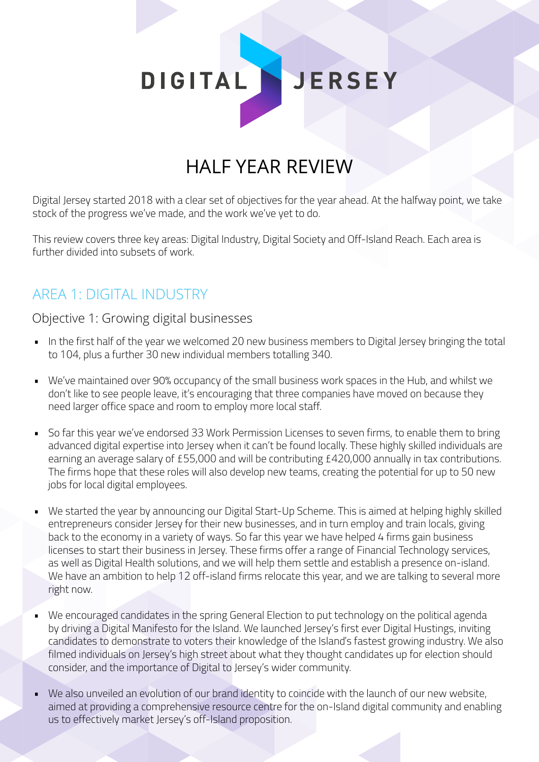# DIGITAL JERSEY

## HALF YEAR REVIEW

Digital Jersey started 2018 with a clear set of objectives for the year ahead. At the halfway point, we take stock of the progress we've made, and the work we've yet to do.

This review covers three key areas: Digital Industry, Digital Society and Off-Island Reach. Each area is further divided into subsets of work.

## AREA 1: DIGITAL INDUSTRY

### Objective 1: Growing digital businesses

- In the first half of the year we welcomed 20 new business members to Digital Jersey bringing the total to 104, plus a further 30 new individual members totalling 340.
- We've maintained over 90% occupancy of the small business work spaces in the Hub, and whilst we don't like to see people leave, it's encouraging that three companies have moved on because they need larger office space and room to employ more local staff.
- So far this year we've endorsed 33 Work Permission Licenses to seven firms, to enable them to bring advanced digital expertise into Jersey when it can't be found locally. These highly skilled individuals are earning an average salary of £55,000 and will be contributing £420,000 annually in tax contributions. The firms hope that these roles will also develop new teams, creating the potential for up to 50 new jobs for local digital employees.
- We started the year by announcing our Digital Start-Up Scheme. This is aimed at helping highly skilled entrepreneurs consider Jersey for their new businesses, and in turn employ and train locals, giving back to the economy in a variety of ways. So far this year we have helped 4 firms gain business licenses to start their business in Jersey. These firms offer a range of Financial Technology services, as well as Digital Health solutions, and we will help them settle and establish a presence on-island. We have an ambition to help 12 off-island firms relocate this year, and we are talking to several more right now.
- We encouraged candidates in the spring General Election to put technology on the political agenda by driving a Digital Manifesto for the Island. We launched Jersey's first ever Digital Hustings, inviting candidates to demonstrate to voters their knowledge of the Island's fastest growing industry. We also filmed individuals on Jersey's high street about what they thought candidates up for election should consider, and the importance of Digital to Jersey's wider community.
- We also unveiled an evolution of our brand identity to coincide with the launch of our new website, aimed at providing a comprehensive resource centre for the on-Island digital community and enabling us to effectively market Jersey's off-Island proposition.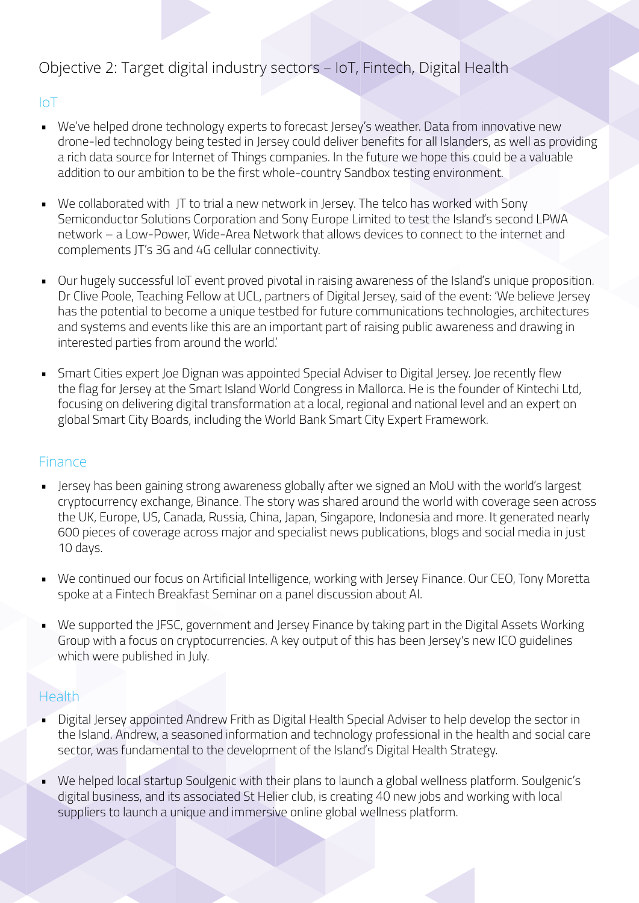## Objective 2: Target digital industry sectors – IoT, Fintech, Digital Health

### IoT

- We've helped drone technology experts to forecast Jersey's weather. Data from innovative new drone-led technology being tested in Jersey could deliver benefits for all Islanders, as well as providing a rich data source for Internet of Things companies. In the future we hope this could be a valuable addition to our ambition to be the first whole-country Sandbox testing environment.
- We collaborated with JT to trial a new network in Jersey. The telco has worked with Sony Semiconductor Solutions Corporation and Sony Europe Limited to test the Island's second LPWA network – a Low-Power, Wide-Area Network that allows devices to connect to the internet and complements JT's 3G and 4G cellular connectivity.
- Our hugely successful IoT event proved pivotal in raising awareness of the Island's unique proposition. Dr Clive Poole, Teaching Fellow at UCL, partners of Digital Jersey, said of the event: 'We believe Jersey has the potential to become a unique testbed for future communications technologies, architectures and systems and events like this are an important part of raising public awareness and drawing in interested parties from around the world.'
- Smart Cities expert Joe Dignan was appointed Special Adviser to Digital Jersey. Joe recently flew the flag for Jersey at the Smart Island World Congress in Mallorca. He is the founder of Kintechi Ltd, focusing on delivering digital transformation at a local, regional and national level and an expert on global Smart City Boards, including the World Bank Smart City Expert Framework.

### Finance

- Jersey has been gaining strong awareness globally after we signed an MoU with the world's largest cryptocurrency exchange, Binance. The story was shared around the world with coverage seen across the UK, Europe, US, Canada, Russia, China, Japan, Singapore, Indonesia and more. It generated nearly 600 pieces of coverage across major and specialist news publications, blogs and social media in just 10 days.
- We continued our focus on Artificial Intelligence, working with Jersey Finance. Our CEO, Tony Moretta spoke at a Fintech Breakfast Seminar on a panel discussion about AI.
- We supported the JFSC, government and Jersey Finance by taking part in the Digital Assets Working Group with a focus on cryptocurrencies. A key output of this has been Jersey's new ICO guidelines which were published in July.

### Health

- Digital Jersey appointed Andrew Frith as Digital Health Special Adviser to help develop the sector in the Island. Andrew, a seasoned information and technology professional in the health and social care sector, was fundamental to the development of the Island's Digital Health Strategy.
- We helped local startup Soulgenic with their plans to launch a global wellness platform. Soulgenic's digital business, and its associated St Helier club, is creating 40 new jobs and working with local suppliers to launch a unique and immersive online global wellness platform.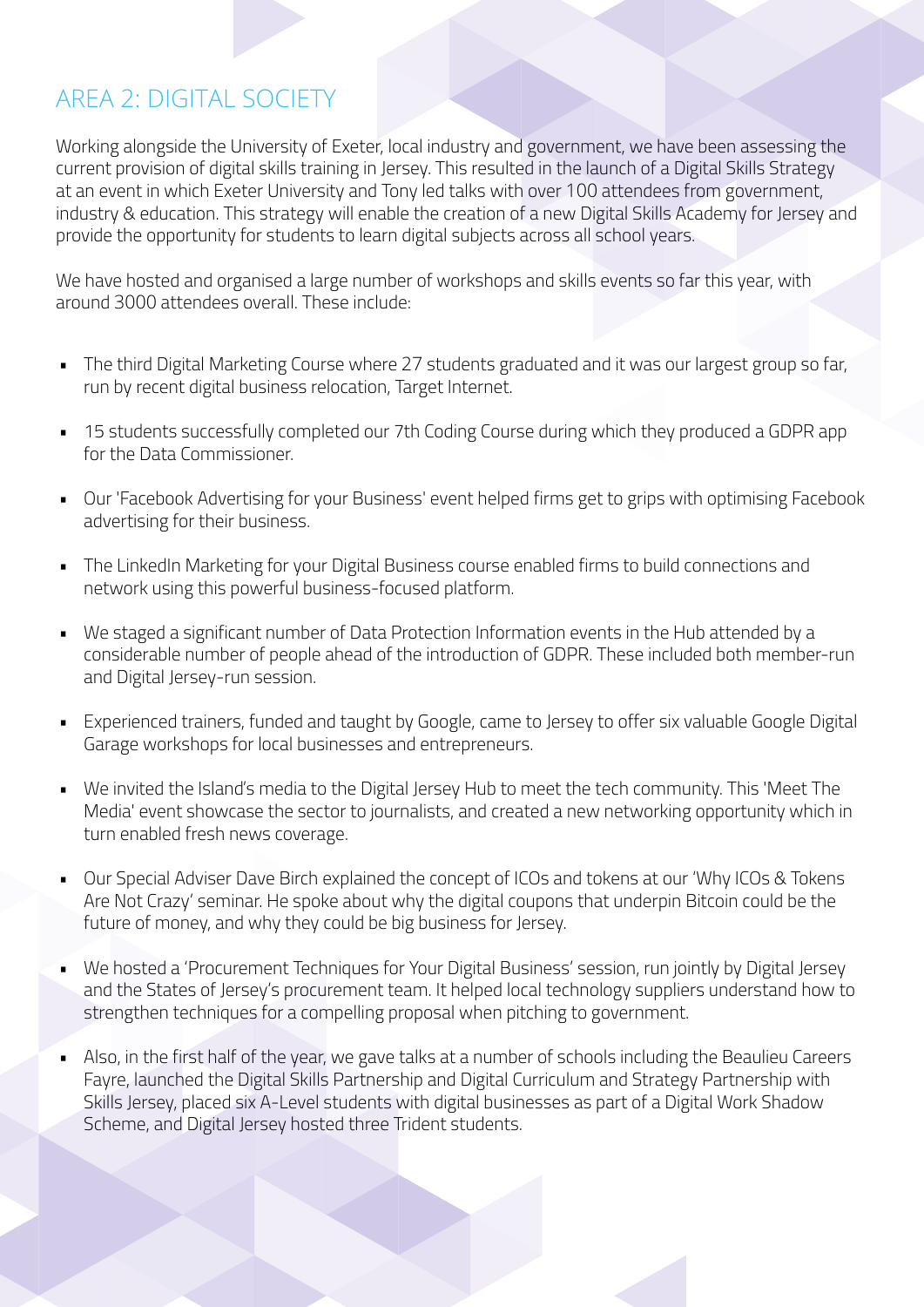## AREA 2: DIGITAL SOCIETY

Working alongside the University of Exeter, local industry and government, we have been assessing the current provision of digital skills training in Jersey. This resulted in the launch of a Digital Skills Strategy at an event in which Exeter University and Tony led talks with over 100 attendees from government, industry & education. This strategy will enable the creation of a new Digital Skills Academy for Jersey and provide the opportunity for students to learn digital subjects across all school years.

We have hosted and organised a large number of workshops and skills events so far this year, with around 3000 attendees overall. These include:

- The third Digital Marketing Course where 27 students graduated and it was our largest group so far, run by recent digital business relocation, Target Internet.
- 15 students successfully completed our 7th Coding Course during which they produced a GDPR app for the Data Commissioner.
- Our 'Facebook Advertising for your Business' event helped firms get to grips with optimising Facebook advertising for their business.
- The LinkedIn Marketing for your Digital Business course enabled firms to build connections and network using this powerful business-focused platform.
- We staged a significant number of Data Protection Information events in the Hub attended by a considerable number of people ahead of the introduction of GDPR. These included both member-run and Digital Jersey-run session.
- Experienced trainers, funded and taught by Google, came to Jersey to offer six valuable Google Digital Garage workshops for local businesses and entrepreneurs.
- We invited the Island's media to the Digital Jersey Hub to meet the tech community. This 'Meet The Media' event showcase the sector to journalists, and created a new networking opportunity which in turn enabled fresh news coverage.
- Our Special Adviser Dave Birch explained the concept of ICOs and tokens at our 'Why ICOs & Tokens Are Not Crazy' seminar. He spoke about why the digital coupons that underpin Bitcoin could be the future of money, and why they could be big business for Jersey.
- We hosted a 'Procurement Techniques for Your Digital Business' session, run jointly by Digital Jersey and the States of Jersey's procurement team. It helped local technology suppliers understand how to strengthen techniques for a compelling proposal when pitching to government.
- Also, in the first half of the year, we gave talks at a number of schools including the Beaulieu Careers Fayre, launched the Digital Skills Partnership and Digital Curriculum and Strategy Partnership with Skills Jersey, placed six A-Level students with digital businesses as part of a Digital Work Shadow Scheme, and Digital Jersey hosted three Trident students.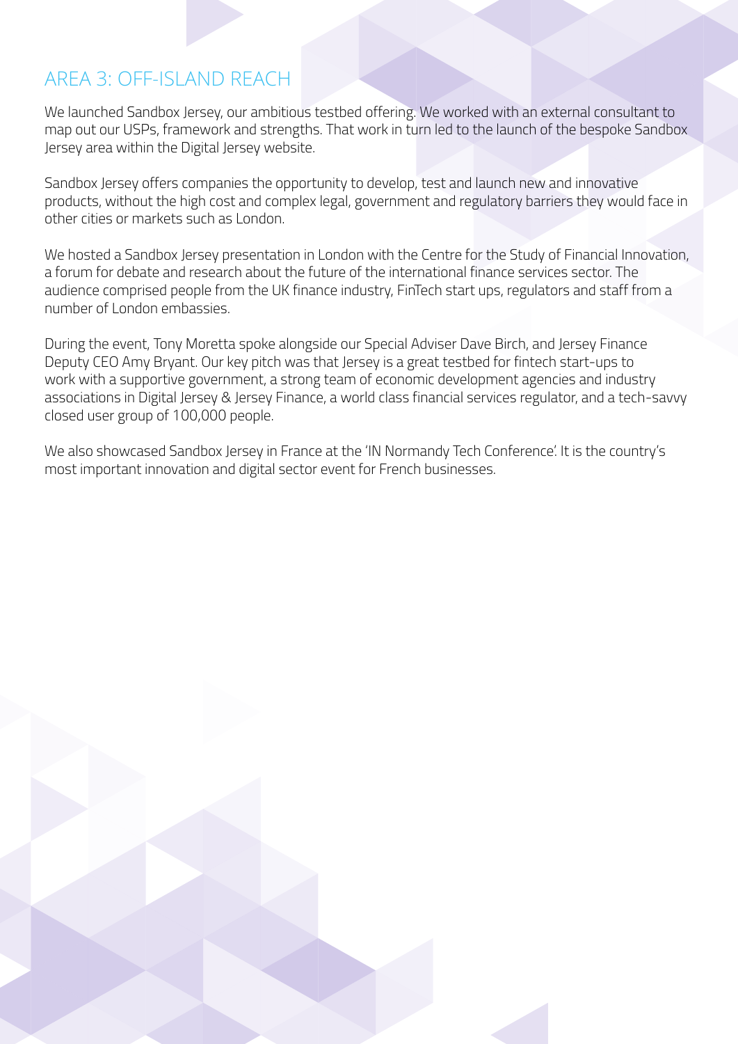## AREA 3: OFF-ISLAND REACH

We launched Sandbox Jersey, our ambitious testbed offering. We worked with an external consultant to map out our USPs, framework and strengths. That work in turn led to the launch of the bespoke Sandbox Jersey area within the Digital Jersey website.

Sandbox Jersey offers companies the opportunity to develop, test and launch new and innovative products, without the high cost and complex legal, government and regulatory barriers they would face in other cities or markets such as London.

We hosted a Sandbox Jersey presentation in London with the Centre for the Study of Financial Innovation, a forum for debate and research about the future of the international finance services sector. The audience comprised people from the UK finance industry, FinTech start ups, regulators and staff from a number of London embassies.

During the event, Tony Moretta spoke alongside our Special Adviser Dave Birch, and Jersey Finance Deputy CEO Amy Bryant. Our key pitch was that Jersey is a great testbed for fintech start-ups to work with a supportive government, a strong team of economic development agencies and industry associations in Digital Jersey & Jersey Finance, a world class financial services regulator, and a tech-savvy closed user group of 100,000 people.

We also showcased Sandbox Jersey in France at the 'IN Normandy Tech Conference'. It is the country's most important innovation and digital sector event for French businesses.